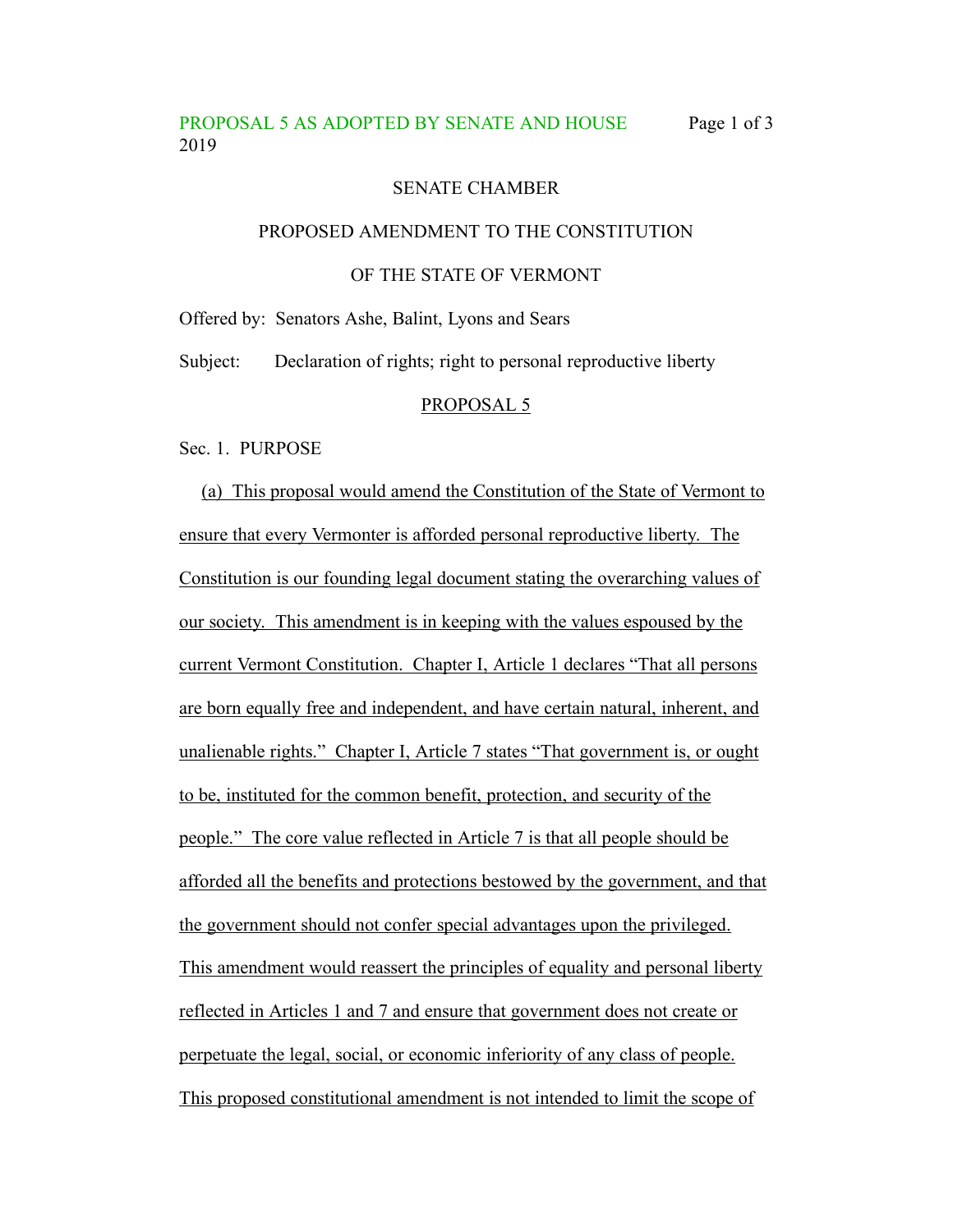PROPOSAL 5 AS ADOPTED BY SENATE AND HOUSE
2019

SENATE CHAMBER

PROPOSED AMENDMENT TO THE CONSTITUTION

OF THE STATE OF VERMONT

Offered by: Senators Ashe, Balint, Lyons and Sears

Subject: Declaration of rights; right to personal reproductive liberty

PROPOSAL 5

Sec. 1. PURPOSE

(a) This proposal would amend the Constitution of the State of Vermont to ensure that every Vermonter is afforded personal reproductive liberty. The Constitution is our founding legal document stating the overarching values of our society. This amendment is in keeping with the values espoused by the current Vermont Constitution. Chapter I, Article 1 declares "That all persons are born equally free and independent, and have certain natural, inherent, and unalienable rights." Chapter I, Article 7 states "That government is, or ought to be, instituted for the common benefit, protection, and security of the people." The core value reflected in Article 7 is that all people should be afforded all the benefits and protections bestowed by the government, and that the government should not confer special advantages upon the privileged. This amendment would reassert the principles of equality and personal liberty reflected in Articles 1 and 7 and ensure that government does not create or perpetuate the legal, social, or economic inferiority of any class of people. This proposed constitutional amendment is not intended to limit the scope of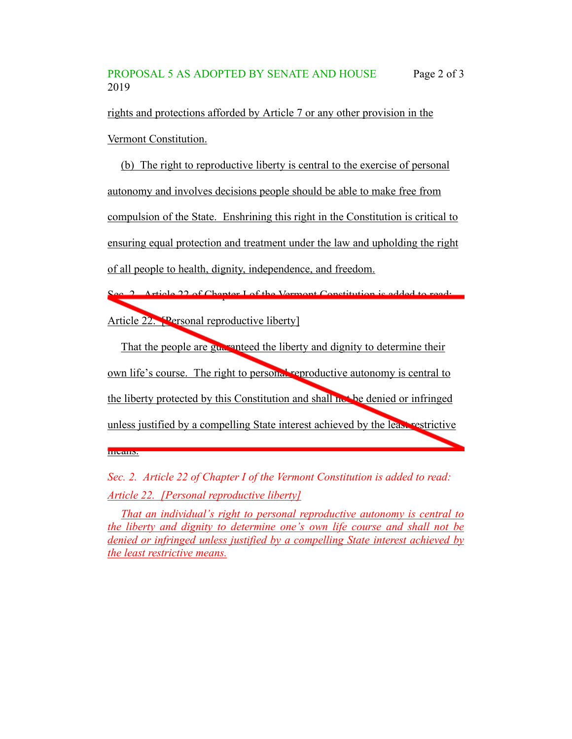rights and protections afforded by Article 7 or any other provision in the Vermont Constitution.

(b) The right to reproductive liberty is central to the exercise of personal autonomy and involves decisions people should be able to make free from compulsion of the State. Enshrining this right in the Constitution is critical to ensuring equal protection and treatment under the law and upholding the right of all people to health, dignity, independence, and freedom.

~~Sec. 2. Article 22 of Chapter I of the Vermont Constitution is added to read:~~

~~Article 22. [Personal reproductive liberty]~~

~~That the people are guaranteed the liberty and dignity to determine their own life's course. The right to personal reproductive autonomy is central to the liberty protected by this Constitution and shall not be denied or infringed unless justified by a compelling State interest achieved by the least restrictive means.~~

*Sec. 2. Article 22 of Chapter I of the Vermont Constitution is added to read:*

*Article 22. [Personal reproductive liberty]*

*That an individual's right to personal reproductive autonomy is central to the liberty and dignity to determine one's own life course and shall not be denied or infringed unless justified by a compelling State interest achieved by the least restrictive means.*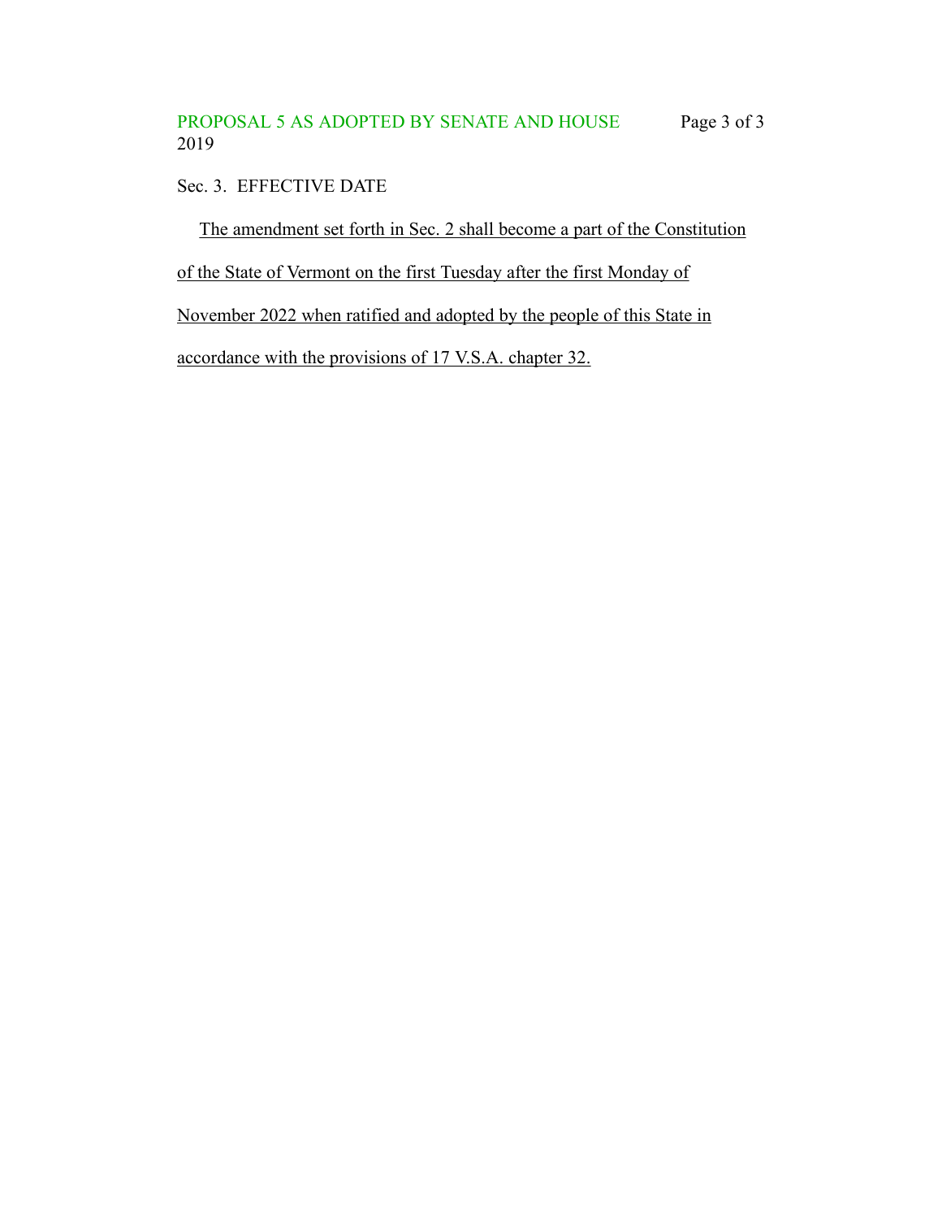Sec. 3. EFFECTIVE DATE

The amendment set forth in Sec. 2 shall become a part of the Constitution of the State of Vermont on the first Tuesday after the first Monday of November 2022 when ratified and adopted by the people of this State in accordance with the provisions of 17 V.S.A. chapter 32.